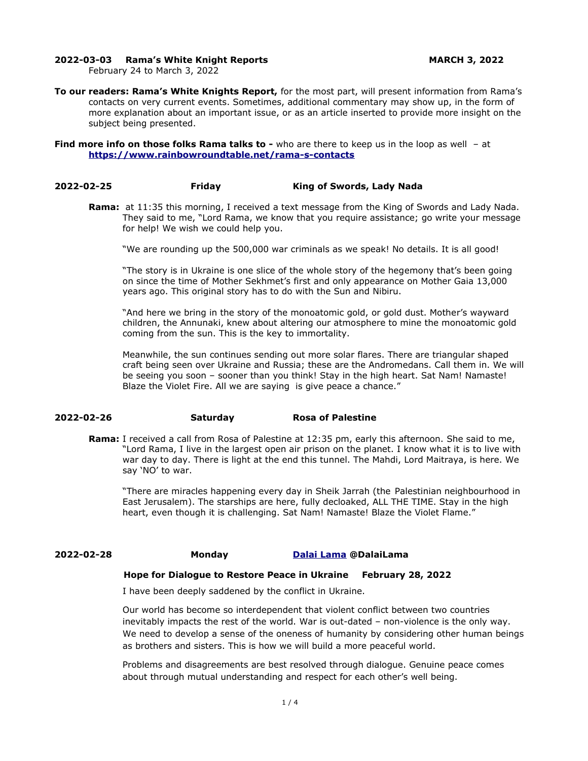**2022-03-03 Rama's White Knight Reports** **MARCH 3, 2022**
February 24 to March 3, 2022

**To our readers: Rama's White Knights Report,** for the most part, will present information from Rama's contacts on very current events. Sometimes, additional commentary may show up, in the form of more explanation about an important issue, or as an article inserted to provide more insight on the subject being presented.

**Find more info on those folks Rama talks to -** who are there to keep us in the loop as well – at **https://www.rainbowroundtable.net/rama-s-contacts**

**2022-02-25 Friday King of Swords, Lady Nada**

**Rama:** at 11:35 this morning, I received a text message from the King of Swords and Lady Nada. They said to me, "Lord Rama, we know that you require assistance; go write your message for help! We wish we could help you.

"We are rounding up the 500,000 war criminals as we speak! No details. It is all good!

"The story is in Ukraine is one slice of the whole story of the hegemony that's been going on since the time of Mother Sekhmet's first and only appearance on Mother Gaia 13,000 years ago. This original story has to do with the Sun and Nibiru.

"And here we bring in the story of the monoatomic gold, or gold dust. Mother's wayward children, the Annunaki, knew about altering our atmosphere to mine the monoatomic gold coming from the sun. This is the key to immortality.

Meanwhile, the sun continues sending out more solar flares. There are triangular shaped craft being seen over Ukraine and Russia; these are the Andromedans. Call them in. We will be seeing you soon – sooner than you think! Stay in the high heart. Sat Nam! Namaste! Blaze the Violet Fire. All we are saying is give peace a chance."

**2022-02-26 Saturday Rosa of Palestine**

**Rama:** I received a call from Rosa of Palestine at 12:35 pm, early this afternoon. She said to me, "Lord Rama, I live in the largest open air prison on the planet. I know what it is to live with war day to day. There is light at the end this tunnel. The Mahdi, Lord Maitraya, is here. We say 'NO' to war.

"There are miracles happening every day in Sheik Jarrah (the Palestinian neighbourhood in East Jerusalem). The starships are here, fully decloaked, ALL THE TIME. Stay in the high heart, even though it is challenging. Sat Nam! Namaste! Blaze the Violet Flame."

**2022-02-28 Monday Dalai Lama @DalaiLama**

**Hope for Dialogue to Restore Peace in Ukraine February 28, 2022**

I have been deeply saddened by the conflict in Ukraine.

Our world has become so interdependent that violent conflict between two countries inevitably impacts the rest of the world. War is out-dated – non-violence is the only way. We need to develop a sense of the oneness of humanity by considering other human beings as brothers and sisters. This is how we will build a more peaceful world.

Problems and disagreements are best resolved through dialogue. Genuine peace comes about through mutual understanding and respect for each other's well being.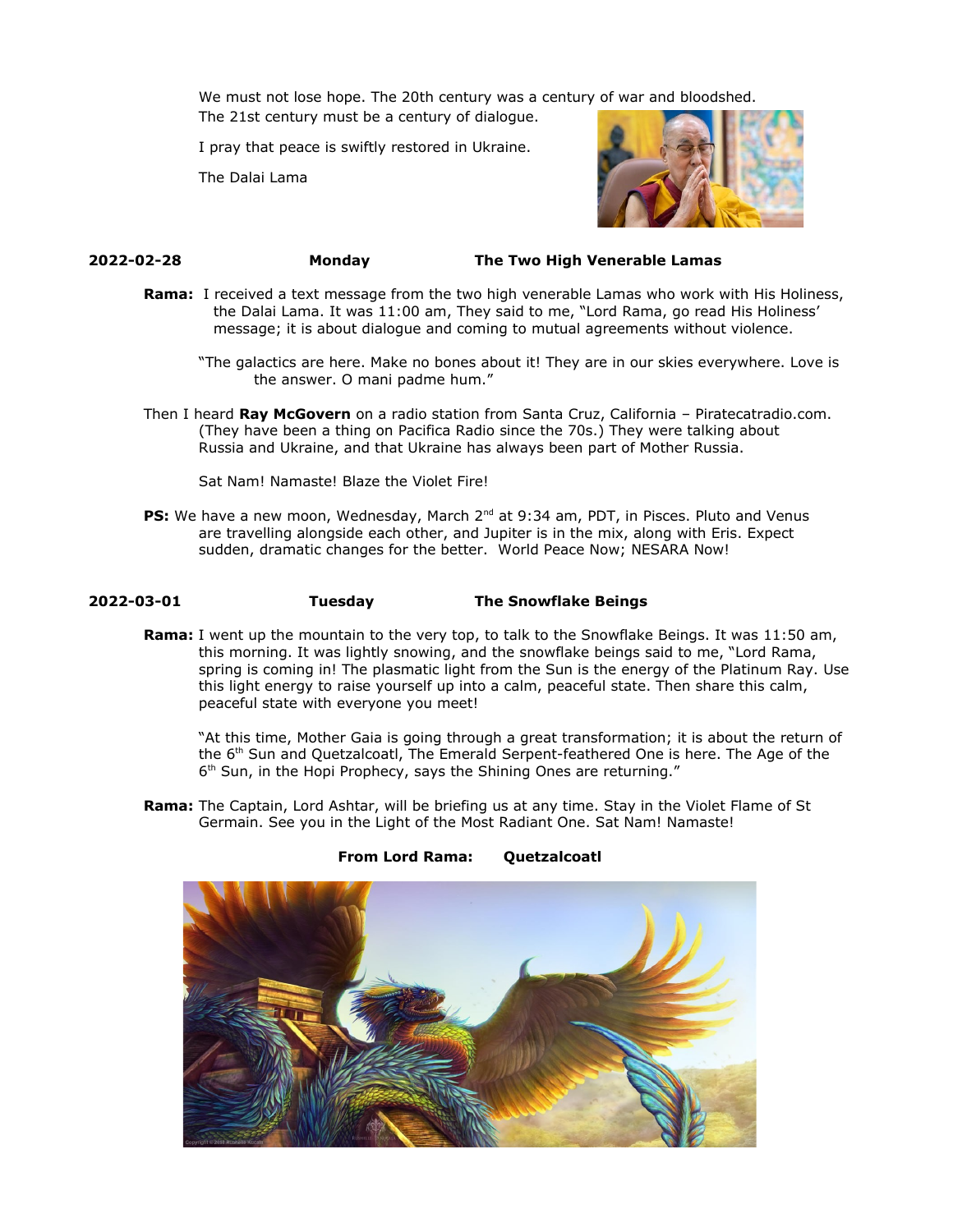We must not lose hope. The 20th century was a century of war and bloodshed. The 21st century must be a century of dialogue.

I pray that peace is swiftly restored in Ukraine.

The Dalai Lama

**2022-02-28** **Monday** **The Two High Venerable Lamas**

**Rama:** I received a text message from the two high venerable Lamas who work with His Holiness, the Dalai Lama. It was 11:00 am, They said to me, "Lord Rama, go read His Holiness' message; it is about dialogue and coming to mutual agreements without violence.

"The galactics are here. Make no bones about it! They are in our skies everywhere. Love is the answer. O mani padme hum."

Then I heard **Ray McGovern** on a radio station from Santa Cruz, California – Piratecatradio.com. (They have been a thing on Pacifica Radio since the 70s.) They were talking about Russia and Ukraine, and that Ukraine has always been part of Mother Russia.

Sat Nam! Namaste! Blaze the Violet Fire!

**PS:** We have a new moon, Wednesday, March 2nd at 9:34 am, PDT, in Pisces. Pluto and Venus are travelling alongside each other, and Jupiter is in the mix, along with Eris. Expect sudden, dramatic changes for the better. World Peace Now; NESARA Now!

**2022-03-01** **Tuesday** **The Snowflake Beings**

**Rama:** I went up the mountain to the very top, to talk to the Snowflake Beings. It was 11:50 am, this morning. It was lightly snowing, and the snowflake beings said to me, "Lord Rama, spring is coming in! The plasmatic light from the Sun is the energy of the Platinum Ray. Use this light energy to raise yourself up into a calm, peaceful state. Then share this calm, peaceful state with everyone you meet!

"At this time, Mother Gaia is going through a great transformation; it is about the return of the 6th Sun and Quetzalcoatl, The Emerald Serpent-feathered One is here. The Age of the 6th Sun, in the Hopi Prophecy, says the Shining Ones are returning."

**Rama:** The Captain, Lord Ashtar, will be briefing us at any time. Stay in the Violet Flame of St Germain. See you in the Light of the Most Radiant One. Sat Nam! Namaste!

**From Lord Rama: Quetzalcoatl**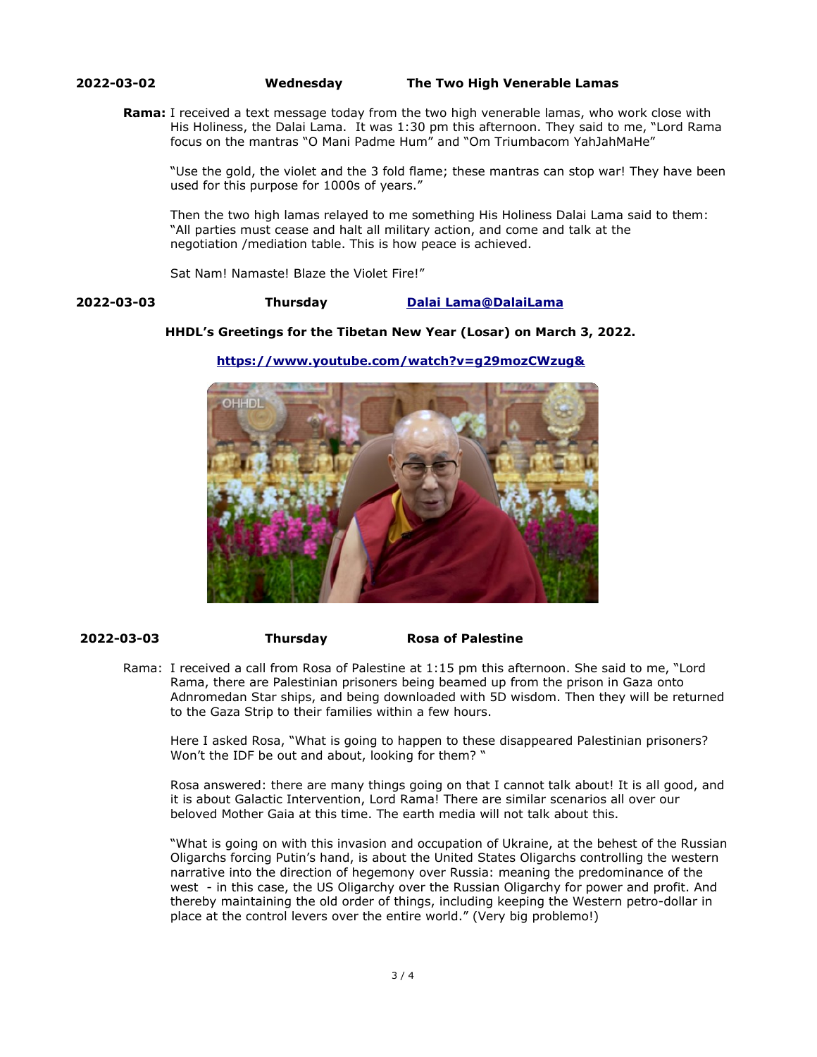**2022-03-02 Wednesday The Two High Venerable Lamas**

**Rama:** I received a text message today from the two high venerable lamas, who work close with His Holiness, the Dalai Lama. It was 1:30 pm this afternoon. They said to me, "Lord Rama focus on the mantras "O Mani Padme Hum" and "Om Triumbacom YahJahMaHe"

"Use the gold, the violet and the 3 fold flame; these mantras can stop war! They have been used for this purpose for 1000s of years."

Then the two high lamas relayed to me something His Holiness Dalai Lama said to them: "All parties must cease and halt all military action, and come and talk at the negotiation /mediation table. This is how peace is achieved.

Sat Nam! Namaste! Blaze the Violet Fire!"

**2022-03-03 Thursday [Dalai Lama@DalaiLama]**

**HHDL's Greetings for the Tibetan New Year (Losar) on March 3, 2022.**

**https://www.youtube.com/watch?v=g29mozCWzug&**

**2022-03-03 Thursday Rosa of Palestine**

Rama: I received a call from Rosa of Palestine at 1:15 pm this afternoon. She said to me, "Lord Rama, there are Palestinian prisoners being beamed up from the prison in Gaza onto Adnromedan Star ships, and being downloaded with 5D wisdom. Then they will be returned to the Gaza Strip to their families within a few hours.

Here I asked Rosa, "What is going to happen to these disappeared Palestinian prisoners? Won't the IDF be out and about, looking for them? "

Rosa answered: there are many things going on that I cannot talk about! It is all good, and it is about Galactic Intervention, Lord Rama! There are similar scenarios all over our beloved Mother Gaia at this time. The earth media will not talk about this.

"What is going on with this invasion and occupation of Ukraine, at the behest of the Russian Oligarchs forcing Putin's hand, is about the United States Oligarchs controlling the western narrative into the direction of hegemony over Russia: meaning the predominance of the west - in this case, the US Oligarchy over the Russian Oligarchy for power and profit. And thereby maintaining the old order of things, including keeping the Western petro-dollar in place at the control levers over the entire world." (Very big problemo!)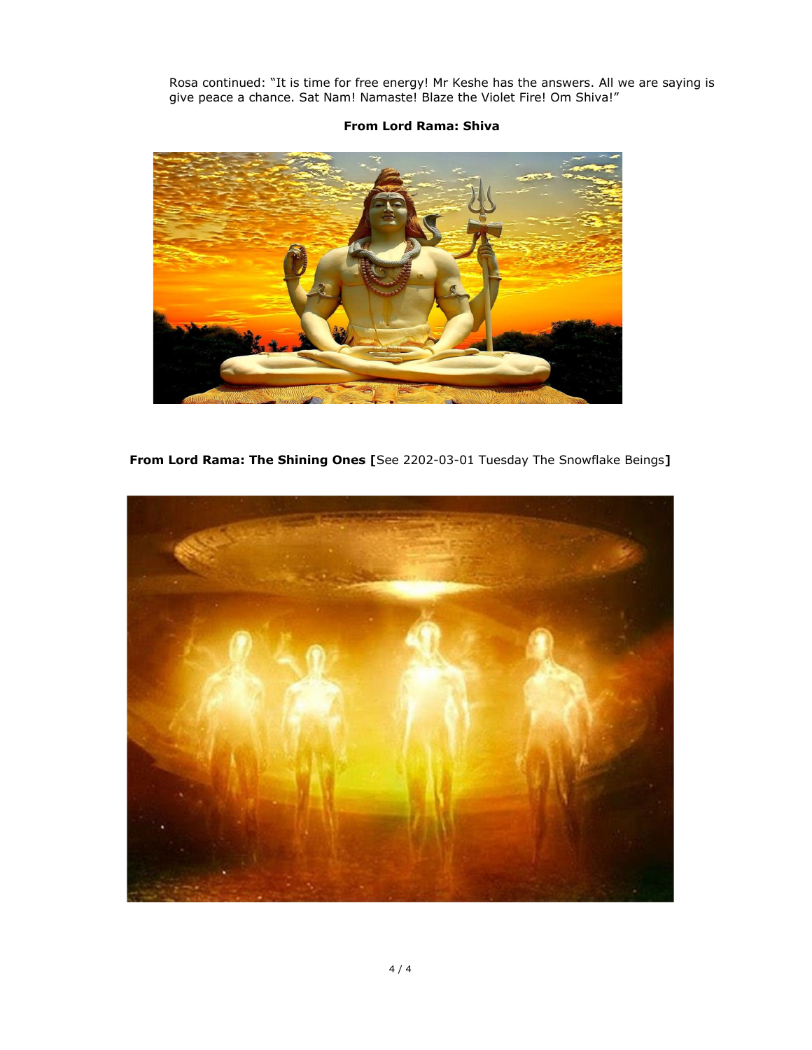Rosa continued: "It is time for free energy! Mr Keshe has the answers. All we are saying is give peace a chance. Sat Nam! Namaste! Blaze the Violet Fire! Om Shiva!"

**From Lord Rama: Shiva**

**From Lord Rama: The Shining Ones [**See 2202-03-01 Tuesday The Snowflake Beings**]**